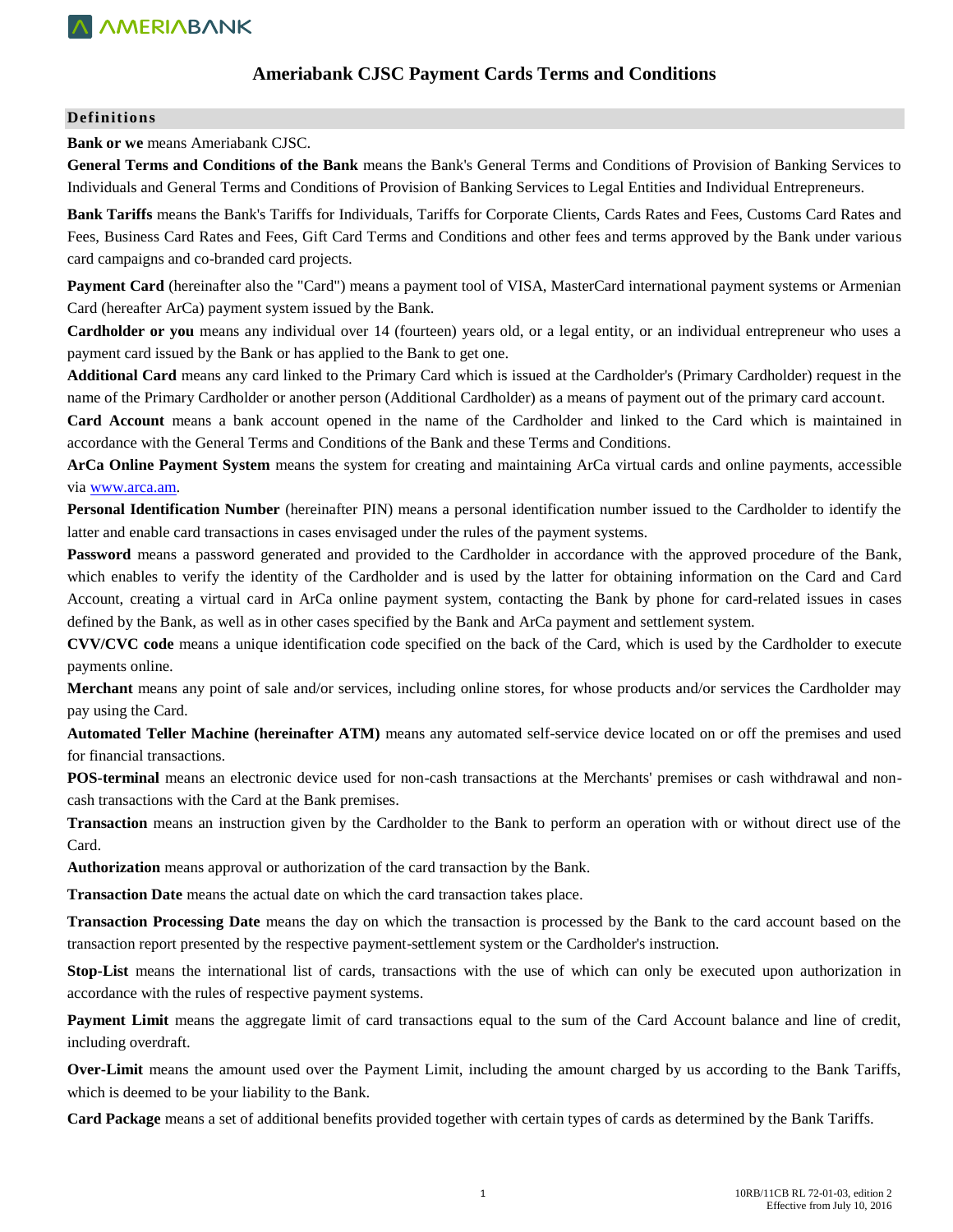# Ameriabank CJSC Payment Cards Terms and Conditions

## Definitions

**Bank or we** means Ameriabank CJSC.

**General Terms and Conditions of the Bank** means the Bank's General Terms and Conditions of Provision of Banking Services to Individuals and General Terms and Conditions of Provision of Banking Services to Legal Entities and Individual Entrepreneurs.

**Bank Tariffs** means the Bank's Tariffs for Individuals, Tariffs for Corporate Clients, Cards Rates and Fees, Customs Card Rates and Fees, Business Card Rates and Fees, Gift Card Terms and Conditions and other fees and terms approved by the Bank under various card campaigns and co-branded card projects.

**Payment Card** (hereinafter also the "Card") means a payment tool of VISA, MasterCard international payment systems or Armenian Card (hereafter ArCa) payment system issued by the Bank.

**Cardholder or you** means any individual over 14 (fourteen) years old, or a legal entity, or an individual entrepreneur who uses a payment card issued by the Bank or has applied to the Bank to get one.

**Additional Card** means any card linked to the Primary Card which is issued at the Cardholder's (Primary Cardholder) request in the name of the Primary Cardholder or another person (Additional Cardholder) as a means of payment out of the primary card account.

**Card Account** means a bank account opened in the name of the Cardholder and linked to the Card which is maintained in accordance with the General Terms and Conditions of the Bank and these Terms and Conditions.

**ArCa Online Payment System** means the system for creating and maintaining ArCa virtual cards and online payments, accessible via [www.arca.am](http://www.arca.am).

**Personal Identification Number** (hereinafter PIN) means a personal identification number issued to the Cardholder to identify the latter and enable card transactions in cases envisaged under the rules of the payment systems.

**Password** means a password generated and provided to the Cardholder in accordance with the approved procedure of the Bank, which enables to verify the identity of the Cardholder and is used by the latter for obtaining information on the Card and Card Account, creating a virtual card in ArCa online payment system, contacting the Bank by phone for card-related issues in cases defined by the Bank, as well as in other cases specified by the Bank and ArCa payment and settlement system.

**CVV/CVC code** means a unique identification code specified on the back of the Card, which is used by the Cardholder to execute payments online.

**Merchant** means any point of sale and/or services, including online stores, for whose products and/or services the Cardholder may pay using the Card.

**Automated Teller Machine (hereinafter ATM)** means any automated self-service device located on or off the premises and used for financial transactions.

**POS-terminal** means an electronic device used for non-cash transactions at the Merchants' premises or cash withdrawal and non-cash transactions with the Card at the Bank premises.

**Transaction** means an instruction given by the Cardholder to the Bank to perform an operation with or without direct use of the Card.

**Authorization** means approval or authorization of the card transaction by the Bank.

**Transaction Date** means the actual date on which the card transaction takes place.

**Transaction Processing Date** means the day on which the transaction is processed by the Bank to the card account based on the transaction report presented by the respective payment-settlement system or the Cardholder's instruction.

**Stop-List** means the international list of cards, transactions with the use of which can only be executed upon authorization in accordance with the rules of respective payment systems.

**Payment Limit** means the aggregate limit of card transactions equal to the sum of the Card Account balance and line of credit, including overdraft.

**Over-Limit** means the amount used over the Payment Limit, including the amount charged by us according to the Bank Tariffs, which is deemed to be your liability to the Bank.

**Card Package** means a set of additional benefits provided together with certain types of cards as determined by the Bank Tariffs.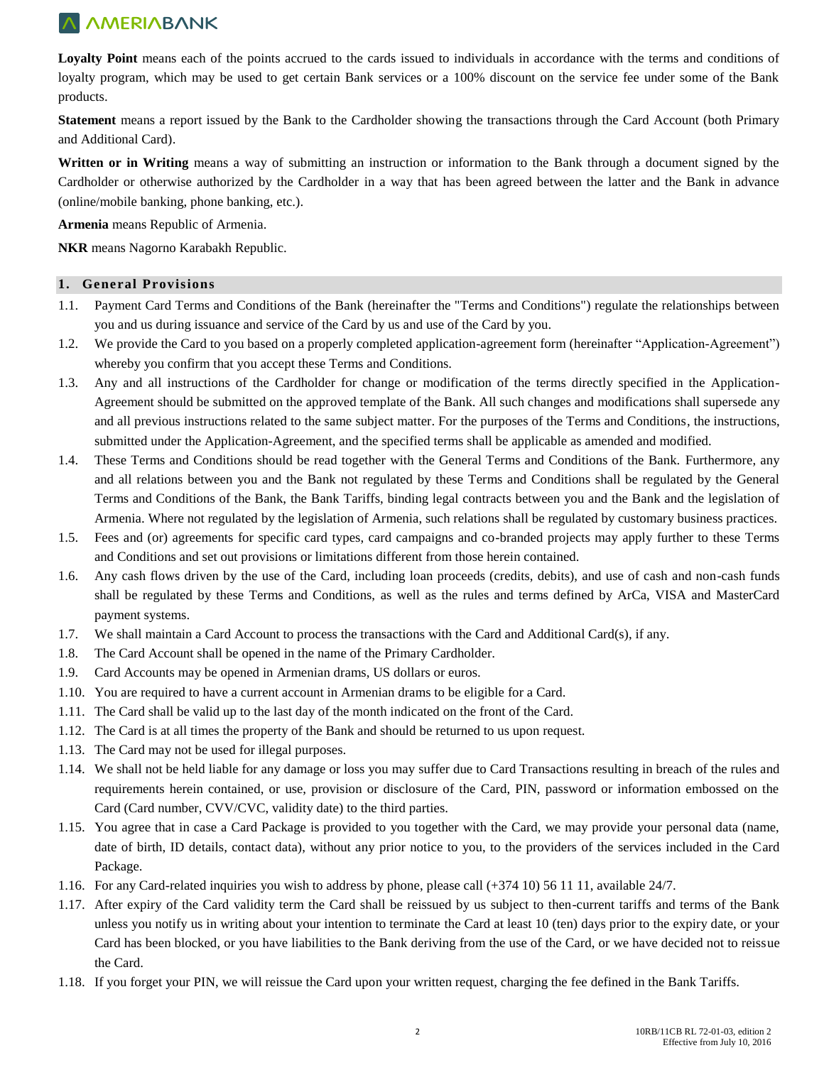**Loyalty Point** means each of the points accrued to the cards issued to individuals in accordance with the terms and conditions of loyalty program, which may be used to get certain Bank services or a 100% discount on the service fee under some of the Bank products.

**Statement** means a report issued by the Bank to the Cardholder showing the transactions through the Card Account (both Primary and Additional Card).

**Written or in Writing** means a way of submitting an instruction or information to the Bank through a document signed by the Cardholder or otherwise authorized by the Cardholder in a way that has been agreed between the latter and the Bank in advance (online/mobile banking, phone banking, etc.).

**Armenia** means Republic of Armenia.

**NKR** means Nagorno Karabakh Republic.

## 1. General Provisions

1.1. Payment Card Terms and Conditions of the Bank (hereinafter the "Terms and Conditions") regulate the relationships between you and us during issuance and service of the Card by us and use of the Card by you.

1.2. We provide the Card to you based on a properly completed application-agreement form (hereinafter "Application-Agreement") whereby you confirm that you accept these Terms and Conditions.

1.3. Any and all instructions of the Cardholder for change or modification of the terms directly specified in the Application-Agreement should be submitted on the approved template of the Bank. All such changes and modifications shall supersede any and all previous instructions related to the same subject matter. For the purposes of the Terms and Conditions, the instructions, submitted under the Application-Agreement, and the specified terms shall be applicable as amended and modified.

1.4. These Terms and Conditions should be read together with the General Terms and Conditions of the Bank. Furthermore, any and all relations between you and the Bank not regulated by these Terms and Conditions shall be regulated by the General Terms and Conditions of the Bank, the Bank Tariffs, binding legal contracts between you and the Bank and the legislation of Armenia. Where not regulated by the legislation of Armenia, such relations shall be regulated by customary business practices.

1.5. Fees and (or) agreements for specific card types, card campaigns and co-branded projects may apply further to these Terms and Conditions and set out provisions or limitations different from those herein contained.

1.6. Any cash flows driven by the use of the Card, including loan proceeds (credits, debits), and use of cash and non-cash funds shall be regulated by these Terms and Conditions, as well as the rules and terms defined by ArCa, VISA and MasterCard payment systems.

1.7. We shall maintain a Card Account to process the transactions with the Card and Additional Card(s), if any.

1.8. The Card Account shall be opened in the name of the Primary Cardholder.

1.9. Card Accounts may be opened in Armenian drams, US dollars or euros.

1.10. You are required to have a current account in Armenian drams to be eligible for a Card.

1.11. The Card shall be valid up to the last day of the month indicated on the front of the Card.

1.12. The Card is at all times the property of the Bank and should be returned to us upon request.

1.13. The Card may not be used for illegal purposes.

1.14. We shall not be held liable for any damage or loss you may suffer due to Card Transactions resulting in breach of the rules and requirements herein contained, or use, provision or disclosure of the Card, PIN, password or information embossed on the Card (Card number, CVV/CVC, validity date) to the third parties.

1.15. You agree that in case a Card Package is provided to you together with the Card, we may provide your personal data (name, date of birth, ID details, contact data), without any prior notice to you, to the providers of the services included in the Card Package.

1.16. For any Card-related inquiries you wish to address by phone, please call (+374 10) 56 11 11, available 24/7.

1.17. After expiry of the Card validity term the Card shall be reissued by us subject to then-current tariffs and terms of the Bank unless you notify us in writing about your intention to terminate the Card at least 10 (ten) days prior to the expiry date, or your Card has been blocked, or you have liabilities to the Bank deriving from the use of the Card, or we have decided not to reissue the Card.

1.18. If you forget your PIN, we will reissue the Card upon your written request, charging the fee defined in the Bank Tariffs.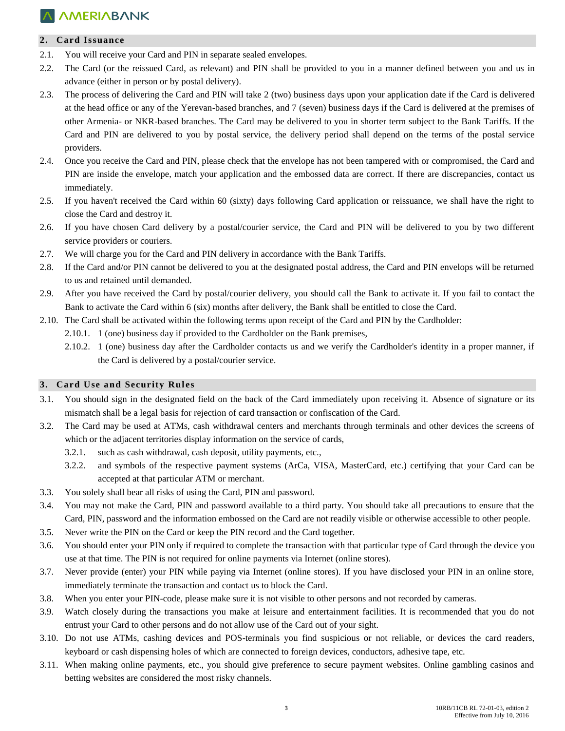## 2. Card Issuance

2.1. You will receive your Card and PIN in separate sealed envelopes.

2.2. The Card (or the reissued Card, as relevant) and PIN shall be provided to you in a manner defined between you and us in advance (either in person or by postal delivery).

2.3. The process of delivering the Card and PIN will take 2 (two) business days upon your application date if the Card is delivered at the head office or any of the Yerevan-based branches, and 7 (seven) business days if the Card is delivered at the premises of other Armenia- or NKR-based branches. The Card may be delivered to you in shorter term subject to the Bank Tariffs. If the Card and PIN are delivered to you by postal service, the delivery period shall depend on the terms of the postal service providers.

2.4. Once you receive the Card and PIN, please check that the envelope has not been tampered with or compromised, the Card and PIN are inside the envelope, match your application and the embossed data are correct. If there are discrepancies, contact us immediately.

2.5. If you haven't received the Card within 60 (sixty) days following Card application or reissuance, we shall have the right to close the Card and destroy it.

2.6. If you have chosen Card delivery by a postal/courier service, the Card and PIN will be delivered to you by two different service providers or couriers.

2.7. We will charge you for the Card and PIN delivery in accordance with the Bank Tariffs.

2.8. If the Card and/or PIN cannot be delivered to you at the designated postal address, the Card and PIN envelops will be returned to us and retained until demanded.

2.9. After you have received the Card by postal/courier delivery, you should call the Bank to activate it. If you fail to contact the Bank to activate the Card within 6 (six) months after delivery, the Bank shall be entitled to close the Card.

2.10. The Card shall be activated within the following terms upon receipt of the Card and PIN by the Cardholder:

  2.10.1. 1 (one) business day if provided to the Cardholder on the Bank premises,

  2.10.2. 1 (one) business day after the Cardholder contacts us and we verify the Cardholder's identity in a proper manner, if the Card is delivered by a postal/courier service.

## 3. Card Use and Security Rules

3.1. You should sign in the designated field on the back of the Card immediately upon receiving it. Absence of signature or its mismatch shall be a legal basis for rejection of card transaction or confiscation of the Card.

3.2. The Card may be used at ATMs, cash withdrawal centers and merchants through terminals and other devices the screens of which or the adjacent territories display information on the service of cards,

  3.2.1. such as cash withdrawal, cash deposit, utility payments, etc.,

  3.2.2. and symbols of the respective payment systems (ArCa, VISA, MasterCard, etc.) certifying that your Card can be accepted at that particular ATM or merchant.

3.3. You solely shall bear all risks of using the Card, PIN and password.

3.4. You may not make the Card, PIN and password available to a third party. You should take all precautions to ensure that the Card, PIN, password and the information embossed on the Card are not readily visible or otherwise accessible to other people.

3.5. Never write the PIN on the Card or keep the PIN record and the Card together.

3.6. You should enter your PIN only if required to complete the transaction with that particular type of Card through the device you use at that time. The PIN is not required for online payments via Internet (online stores).

3.7. Never provide (enter) your PIN while paying via Internet (online stores). If you have disclosed your PIN in an online store, immediately terminate the transaction and contact us to block the Card.

3.8. When you enter your PIN-code, please make sure it is not visible to other persons and not recorded by cameras.

3.9. Watch closely during the transactions you make at leisure and entertainment facilities. It is recommended that you do not entrust your Card to other persons and do not allow use of the Card out of your sight.

3.10. Do not use ATMs, cashing devices and POS-terminals you find suspicious or not reliable, or devices the card readers, keyboard or cash dispensing holes of which are connected to foreign devices, conductors, adhesive tape, etc.

3.11. When making online payments, etc., you should give preference to secure payment websites. Online gambling casinos and betting websites are considered the most risky channels.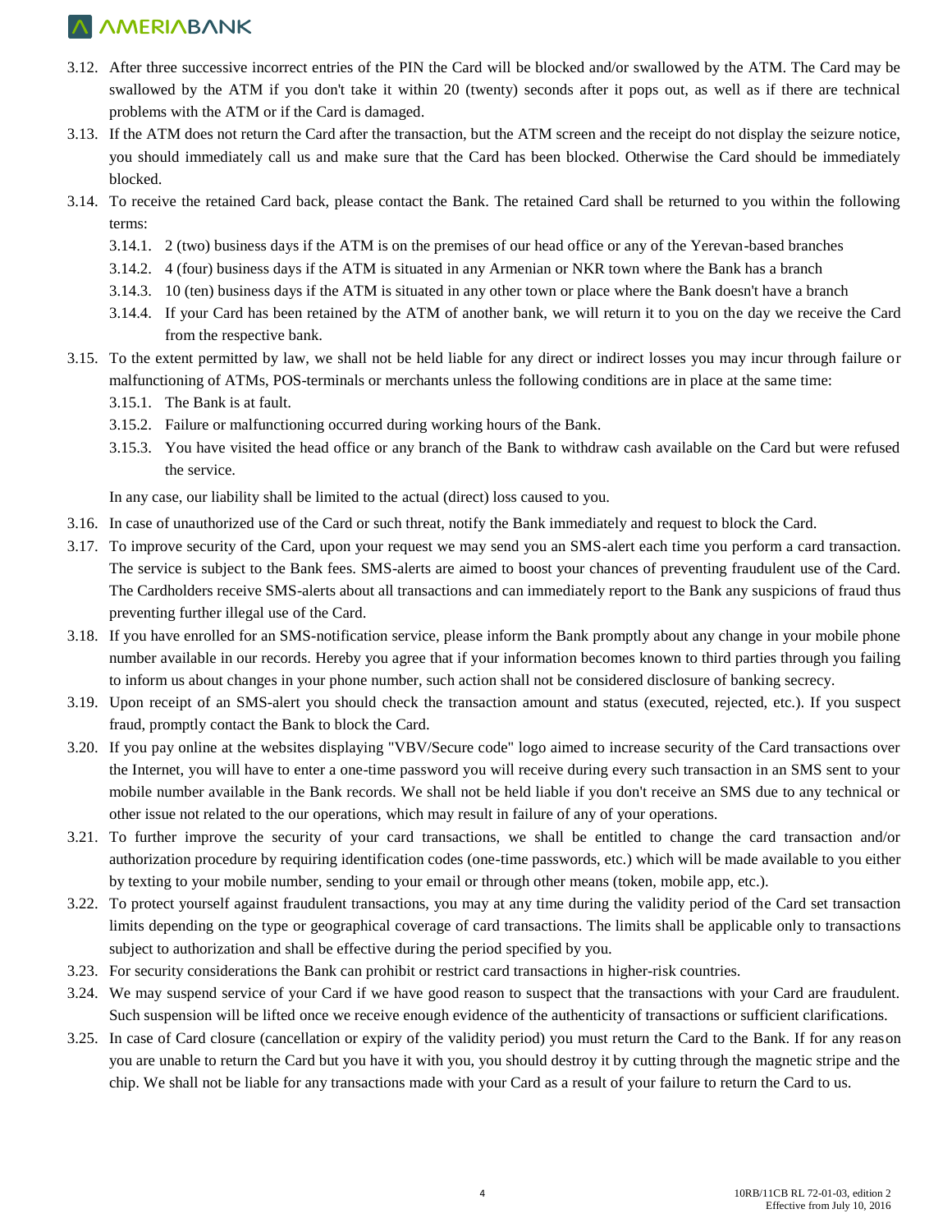3.12. After three successive incorrect entries of the PIN the Card will be blocked and/or swallowed by the ATM. The Card may be swallowed by the ATM if you don't take it within 20 (twenty) seconds after it pops out, as well as if there are technical problems with the ATM or if the Card is damaged.

3.13. If the ATM does not return the Card after the transaction, but the ATM screen and the receipt do not display the seizure notice, you should immediately call us and make sure that the Card has been blocked. Otherwise the Card should be immediately blocked.

3.14. To receive the retained Card back, please contact the Bank. The retained Card shall be returned to you within the following terms:

3.14.1. 2 (two) business days if the ATM is on the premises of our head office or any of the Yerevan-based branches

3.14.2. 4 (four) business days if the ATM is situated in any Armenian or NKR town where the Bank has a branch

3.14.3. 10 (ten) business days if the ATM is situated in any other town or place where the Bank doesn't have a branch

3.14.4. If your Card has been retained by the ATM of another bank, we will return it to you on the day we receive the Card from the respective bank.

3.15. To the extent permitted by law, we shall not be held liable for any direct or indirect losses you may incur through failure or malfunctioning of ATMs, POS-terminals or merchants unless the following conditions are in place at the same time:

3.15.1. The Bank is at fault.

3.15.2. Failure or malfunctioning occurred during working hours of the Bank.

3.15.3. You have visited the head office or any branch of the Bank to withdraw cash available on the Card but were refused the service.

In any case, our liability shall be limited to the actual (direct) loss caused to you.

3.16. In case of unauthorized use of the Card or such threat, notify the Bank immediately and request to block the Card.

3.17. To improve security of the Card, upon your request we may send you an SMS-alert each time you perform a card transaction. The service is subject to the Bank fees. SMS-alerts are aimed to boost your chances of preventing fraudulent use of the Card. The Cardholders receive SMS-alerts about all transactions and can immediately report to the Bank any suspicions of fraud thus preventing further illegal use of the Card.

3.18. If you have enrolled for an SMS-notification service, please inform the Bank promptly about any change in your mobile phone number available in our records. Hereby you agree that if your information becomes known to third parties through you failing to inform us about changes in your phone number, such action shall not be considered disclosure of banking secrecy.

3.19. Upon receipt of an SMS-alert you should check the transaction amount and status (executed, rejected, etc.). If you suspect fraud, promptly contact the Bank to block the Card.

3.20. If you pay online at the websites displaying "VBV/Secure code" logo aimed to increase security of the Card transactions over the Internet, you will have to enter a one-time password you will receive during every such transaction in an SMS sent to your mobile number available in the Bank records. We shall not be held liable if you don't receive an SMS due to any technical or other issue not related to the our operations, which may result in failure of any of your operations.

3.21. To further improve the security of your card transactions, we shall be entitled to change the card transaction and/or authorization procedure by requiring identification codes (one-time passwords, etc.) which will be made available to you either by texting to your mobile number, sending to your email or through other means (token, mobile app, etc.).

3.22. To protect yourself against fraudulent transactions, you may at any time during the validity period of the Card set transaction limits depending on the type or geographical coverage of card transactions. The limits shall be applicable only to transactions subject to authorization and shall be effective during the period specified by you.

3.23. For security considerations the Bank can prohibit or restrict card transactions in higher-risk countries.

3.24. We may suspend service of your Card if we have good reason to suspect that the transactions with your Card are fraudulent. Such suspension will be lifted once we receive enough evidence of the authenticity of transactions or sufficient clarifications.

3.25. In case of Card closure (cancellation or expiry of the validity period) you must return the Card to the Bank. If for any reason you are unable to return the Card but you have it with you, you should destroy it by cutting through the magnetic stripe and the chip. We shall not be liable for any transactions made with your Card as a result of your failure to return the Card to us.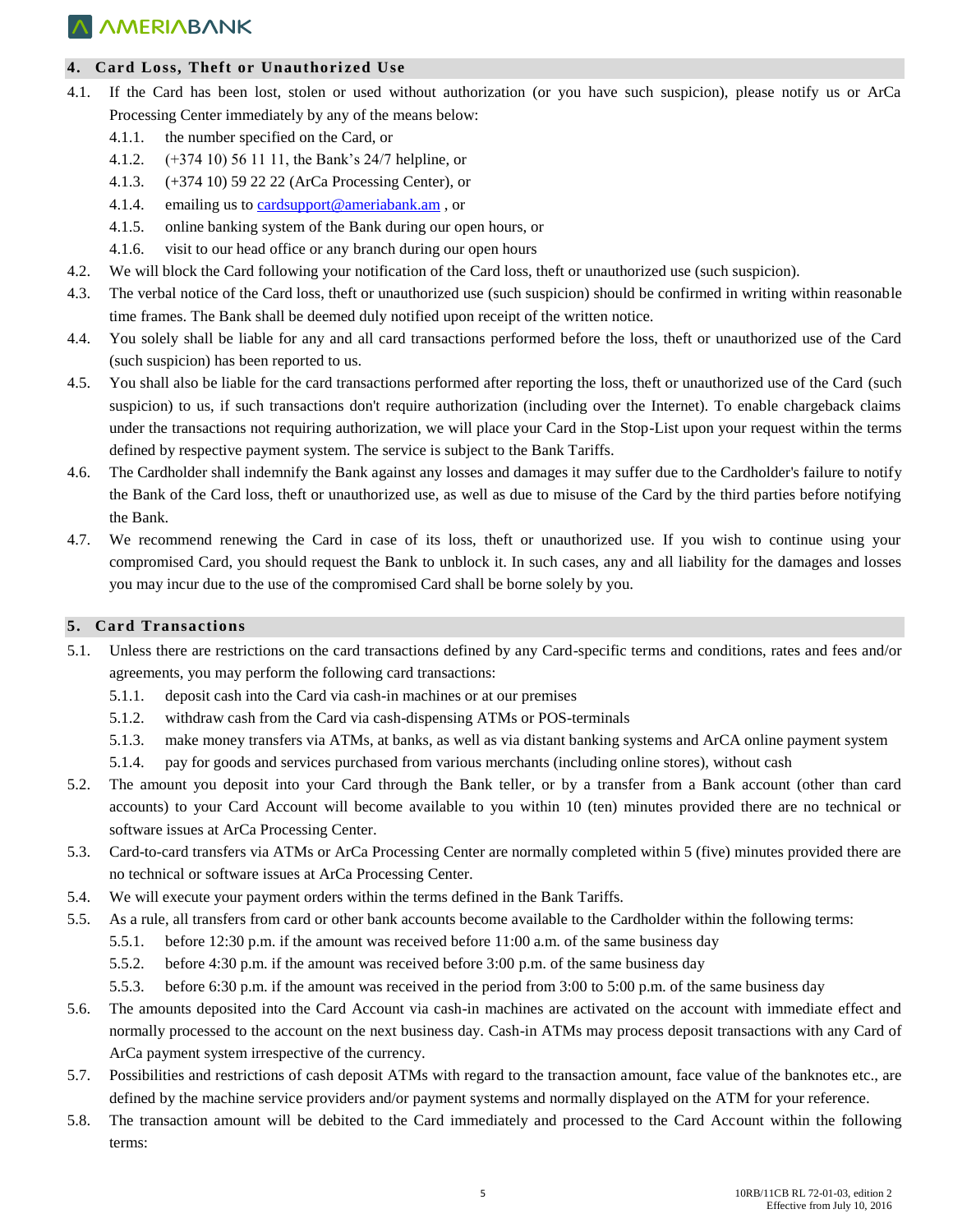## 4. Card Loss, Theft or Unauthorized Use

4.1. If the Card has been lost, stolen or used without authorization (or you have such suspicion), please notify us or ArCa Processing Center immediately by any of the means below:

4.1.1. the number specified on the Card, or

4.1.2. (+374 10) 56 11 11, the Bank's 24/7 helpline, or

4.1.3. (+374 10) 59 22 22 (ArCa Processing Center), or

4.1.4. emailing us to cardsupport@ameriabank.am , or

4.1.5. online banking system of the Bank during our open hours, or

4.1.6. visit to our head office or any branch during our open hours

4.2. We will block the Card following your notification of the Card loss, theft or unauthorized use (such suspicion).

4.3. The verbal notice of the Card loss, theft or unauthorized use (such suspicion) should be confirmed in writing within reasonable time frames. The Bank shall be deemed duly notified upon receipt of the written notice.

4.4. You solely shall be liable for any and all card transactions performed before the loss, theft or unauthorized use of the Card (such suspicion) has been reported to us.

4.5. You shall also be liable for the card transactions performed after reporting the loss, theft or unauthorized use of the Card (such suspicion) to us, if such transactions don't require authorization (including over the Internet). To enable chargeback claims under the transactions not requiring authorization, we will place your Card in the Stop-List upon your request within the terms defined by respective payment system. The service is subject to the Bank Tariffs.

4.6. The Cardholder shall indemnify the Bank against any losses and damages it may suffer due to the Cardholder's failure to notify the Bank of the Card loss, theft or unauthorized use, as well as due to misuse of the Card by the third parties before notifying the Bank.

4.7. We recommend renewing the Card in case of its loss, theft or unauthorized use. If you wish to continue using your compromised Card, you should request the Bank to unblock it. In such cases, any and all liability for the damages and losses you may incur due to the use of the compromised Card shall be borne solely by you.

## 5. Card Transactions

5.1. Unless there are restrictions on the card transactions defined by any Card-specific terms and conditions, rates and fees and/or agreements, you may perform the following card transactions:

5.1.1. deposit cash into the Card via cash-in machines or at our premises

5.1.2. withdraw cash from the Card via cash-dispensing ATMs or POS-terminals

5.1.3. make money transfers via ATMs, at banks, as well as via distant banking systems and ArCA online payment system

5.1.4. pay for goods and services purchased from various merchants (including online stores), without cash

5.2. The amount you deposit into your Card through the Bank teller, or by a transfer from a Bank account (other than card accounts) to your Card Account will become available to you within 10 (ten) minutes provided there are no technical or software issues at ArCa Processing Center.

5.3. Card-to-card transfers via ATMs or ArCa Processing Center are normally completed within 5 (five) minutes provided there are no technical or software issues at ArCa Processing Center.

5.4. We will execute your payment orders within the terms defined in the Bank Tariffs.

5.5. As a rule, all transfers from card or other bank accounts become available to the Cardholder within the following terms:

5.5.1. before 12:30 p.m. if the amount was received before 11:00 a.m. of the same business day

5.5.2. before 4:30 p.m. if the amount was received before 3:00 p.m. of the same business day

5.5.3. before 6:30 p.m. if the amount was received in the period from 3:00 to 5:00 p.m. of the same business day

5.6. The amounts deposited into the Card Account via cash-in machines are activated on the account with immediate effect and normally processed to the account on the next business day. Cash-in ATMs may process deposit transactions with any Card of ArCa payment system irrespective of the currency.

5.7. Possibilities and restrictions of cash deposit ATMs with regard to the transaction amount, face value of the banknotes etc., are defined by the machine service providers and/or payment systems and normally displayed on the ATM for your reference.

5.8. The transaction amount will be debited to the Card immediately and processed to the Card Account within the following terms: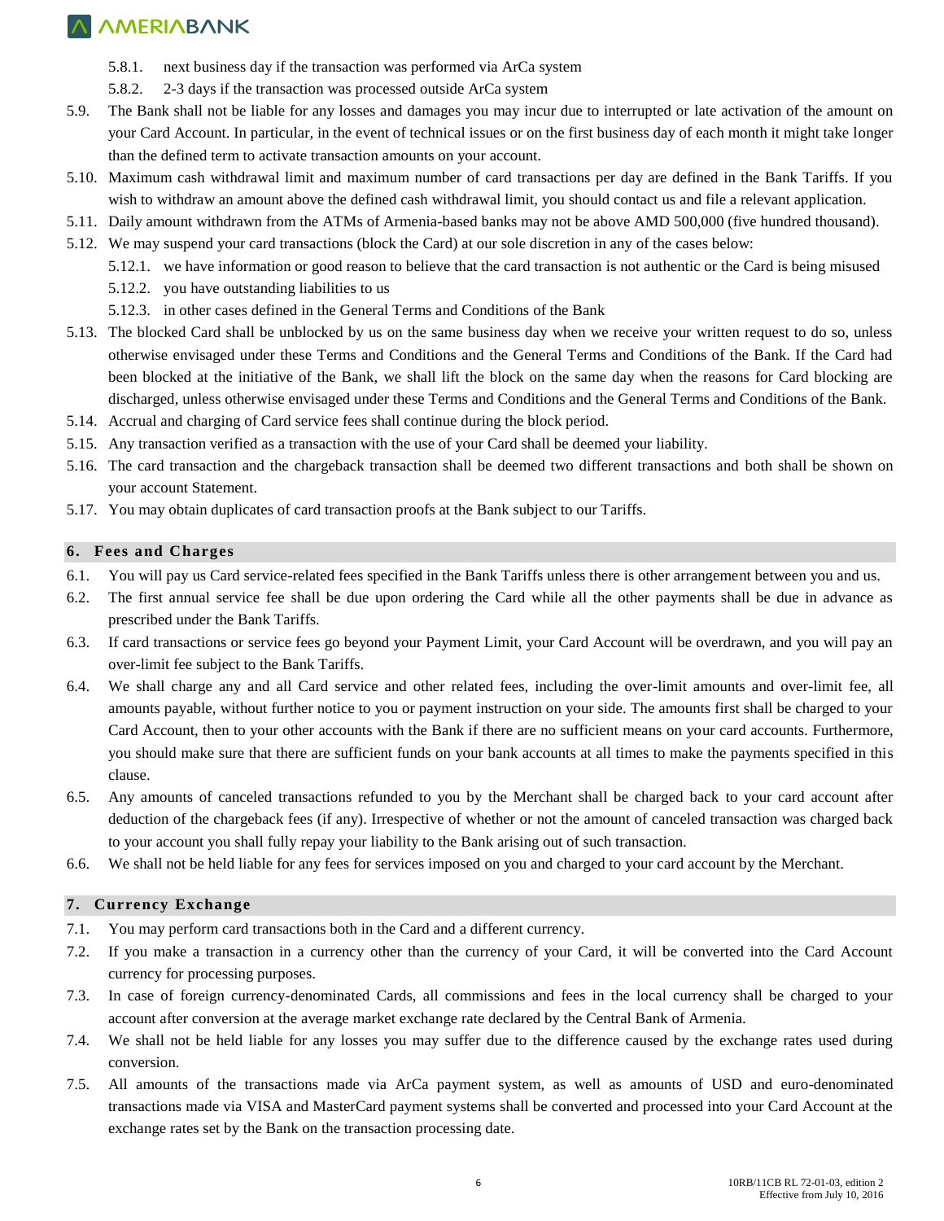5.8.1. next business day if the transaction was performed via ArCa system

5.8.2. 2-3 days if the transaction was processed outside ArCa system

5.9. The Bank shall not be liable for any losses and damages you may incur due to interrupted or late activation of the amount on your Card Account. In particular, in the event of technical issues or on the first business day of each month it might take longer than the defined term to activate transaction amounts on your account.

5.10. Maximum cash withdrawal limit and maximum number of card transactions per day are defined in the Bank Tariffs. If you wish to withdraw an amount above the defined cash withdrawal limit, you should contact us and file a relevant application.

5.11. Daily amount withdrawn from the ATMs of Armenia-based banks may not be above AMD 500,000 (five hundred thousand).

5.12. We may suspend your card transactions (block the Card) at our sole discretion in any of the cases below:

5.12.1. we have information or good reason to believe that the card transaction is not authentic or the Card is being misused

5.12.2. you have outstanding liabilities to us

5.12.3. in other cases defined in the General Terms and Conditions of the Bank

5.13. The blocked Card shall be unblocked by us on the same business day when we receive your written request to do so, unless otherwise envisaged under these Terms and Conditions and the General Terms and Conditions of the Bank. If the Card had been blocked at the initiative of the Bank, we shall lift the block on the same day when the reasons for Card blocking are discharged, unless otherwise envisaged under these Terms and Conditions and the General Terms and Conditions of the Bank.

5.14. Accrual and charging of Card service fees shall continue during the block period.

5.15. Any transaction verified as a transaction with the use of your Card shall be deemed your liability.

5.16. The card transaction and the chargeback transaction shall be deemed two different transactions and both shall be shown on your account Statement.

5.17. You may obtain duplicates of card transaction proofs at the Bank subject to our Tariffs.

## 6. Fees and Charges

6.1. You will pay us Card service-related fees specified in the Bank Tariffs unless there is other arrangement between you and us.

6.2. The first annual service fee shall be due upon ordering the Card while all the other payments shall be due in advance as prescribed under the Bank Tariffs.

6.3. If card transactions or service fees go beyond your Payment Limit, your Card Account will be overdrawn, and you will pay an over-limit fee subject to the Bank Tariffs.

6.4. We shall charge any and all Card service and other related fees, including the over-limit amounts and over-limit fee, all amounts payable, without further notice to you or payment instruction on your side. The amounts first shall be charged to your Card Account, then to your other accounts with the Bank if there are no sufficient means on your card accounts. Furthermore, you should make sure that there are sufficient funds on your bank accounts at all times to make the payments specified in this clause.

6.5. Any amounts of canceled transactions refunded to you by the Merchant shall be charged back to your card account after deduction of the chargeback fees (if any). Irrespective of whether or not the amount of canceled transaction was charged back to your account you shall fully repay your liability to the Bank arising out of such transaction.

6.6. We shall not be held liable for any fees for services imposed on you and charged to your card account by the Merchant.

## 7. Currency Exchange

7.1. You may perform card transactions both in the Card and a different currency.

7.2. If you make a transaction in a currency other than the currency of your Card, it will be converted into the Card Account currency for processing purposes.

7.3. In case of foreign currency-denominated Cards, all commissions and fees in the local currency shall be charged to your account after conversion at the average market exchange rate declared by the Central Bank of Armenia.

7.4. We shall not be held liable for any losses you may suffer due to the difference caused by the exchange rates used during conversion.

7.5. All amounts of the transactions made via ArCa payment system, as well as amounts of USD and euro-denominated transactions made via VISA and MasterCard payment systems shall be converted and processed into your Card Account at the exchange rates set by the Bank on the transaction processing date.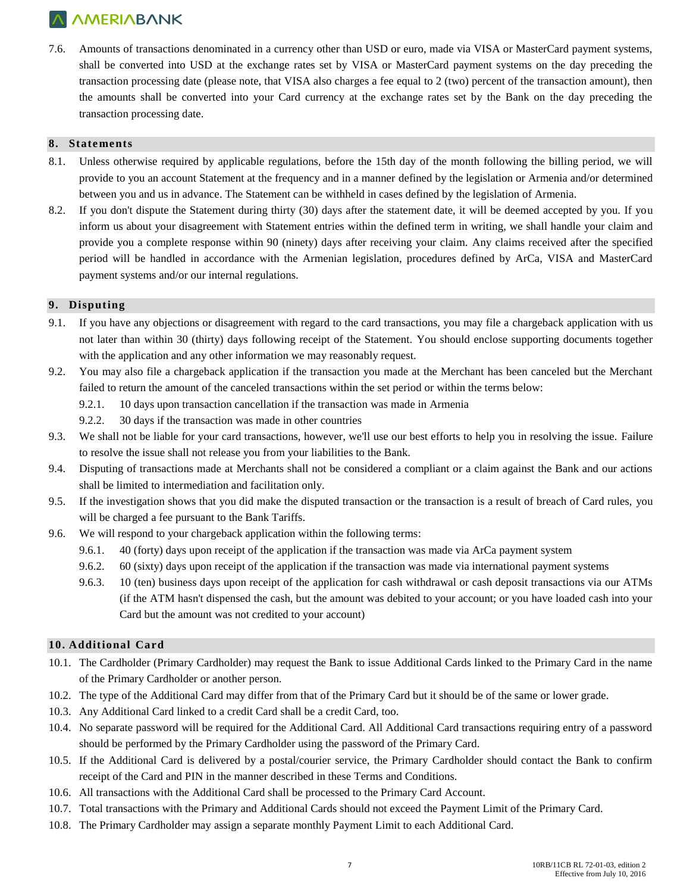7.6. Amounts of transactions denominated in a currency other than USD or euro, made via VISA or MasterCard payment systems, shall be converted into USD at the exchange rates set by VISA or MasterCard payment systems on the day preceding the transaction processing date (please note, that VISA also charges a fee equal to 2 (two) percent of the transaction amount), then the amounts shall be converted into your Card currency at the exchange rates set by the Bank on the day preceding the transaction processing date.

## 8. Statements

8.1. Unless otherwise required by applicable regulations, before the 15th day of the month following the billing period, we will provide to you an account Statement at the frequency and in a manner defined by the legislation or Armenia and/or determined between you and us in advance. The Statement can be withheld in cases defined by the legislation of Armenia.

8.2. If you don't dispute the Statement during thirty (30) days after the statement date, it will be deemed accepted by you. If you inform us about your disagreement with Statement entries within the defined term in writing, we shall handle your claim and provide you a complete response within 90 (ninety) days after receiving your claim. Any claims received after the specified period will be handled in accordance with the Armenian legislation, procedures defined by ArCa, VISA and MasterCard payment systems and/or our internal regulations.

## 9. Disputing

9.1. If you have any objections or disagreement with regard to the card transactions, you may file a chargeback application with us not later than within 30 (thirty) days following receipt of the Statement. You should enclose supporting documents together with the application and any other information we may reasonably request.

9.2. You may also file a chargeback application if the transaction you made at the Merchant has been canceled but the Merchant failed to return the amount of the canceled transactions within the set period or within the terms below:

- 9.2.1. 10 days upon transaction cancellation if the transaction was made in Armenia
- 9.2.2. 30 days if the transaction was made in other countries

9.3. We shall not be liable for your card transactions, however, we'll use our best efforts to help you in resolving the issue. Failure to resolve the issue shall not release you from your liabilities to the Bank.

9.4. Disputing of transactions made at Merchants shall not be considered a compliant or a claim against the Bank and our actions shall be limited to intermediation and facilitation only.

9.5. If the investigation shows that you did make the disputed transaction or the transaction is a result of breach of Card rules, you will be charged a fee pursuant to the Bank Tariffs.

9.6. We will respond to your chargeback application within the following terms:

- 9.6.1. 40 (forty) days upon receipt of the application if the transaction was made via ArCa payment system
- 9.6.2. 60 (sixty) days upon receipt of the application if the transaction was made via international payment systems
- 9.6.3. 10 (ten) business days upon receipt of the application for cash withdrawal or cash deposit transactions via our ATMs (if the ATM hasn't dispensed the cash, but the amount was debited to your account; or you have loaded cash into your Card but the amount was not credited to your account)

## 10. Additional Card

10.1. The Cardholder (Primary Cardholder) may request the Bank to issue Additional Cards linked to the Primary Card in the name of the Primary Cardholder or another person.

10.2. The type of the Additional Card may differ from that of the Primary Card but it should be of the same or lower grade.

10.3. Any Additional Card linked to a credit Card shall be a credit Card, too.

10.4. No separate password will be required for the Additional Card. All Additional Card transactions requiring entry of a password should be performed by the Primary Cardholder using the password of the Primary Card.

10.5. If the Additional Card is delivered by a postal/courier service, the Primary Cardholder should contact the Bank to confirm receipt of the Card and PIN in the manner described in these Terms and Conditions.

10.6. All transactions with the Additional Card shall be processed to the Primary Card Account.

10.7. Total transactions with the Primary and Additional Cards should not exceed the Payment Limit of the Primary Card.

10.8. The Primary Cardholder may assign a separate monthly Payment Limit to each Additional Card.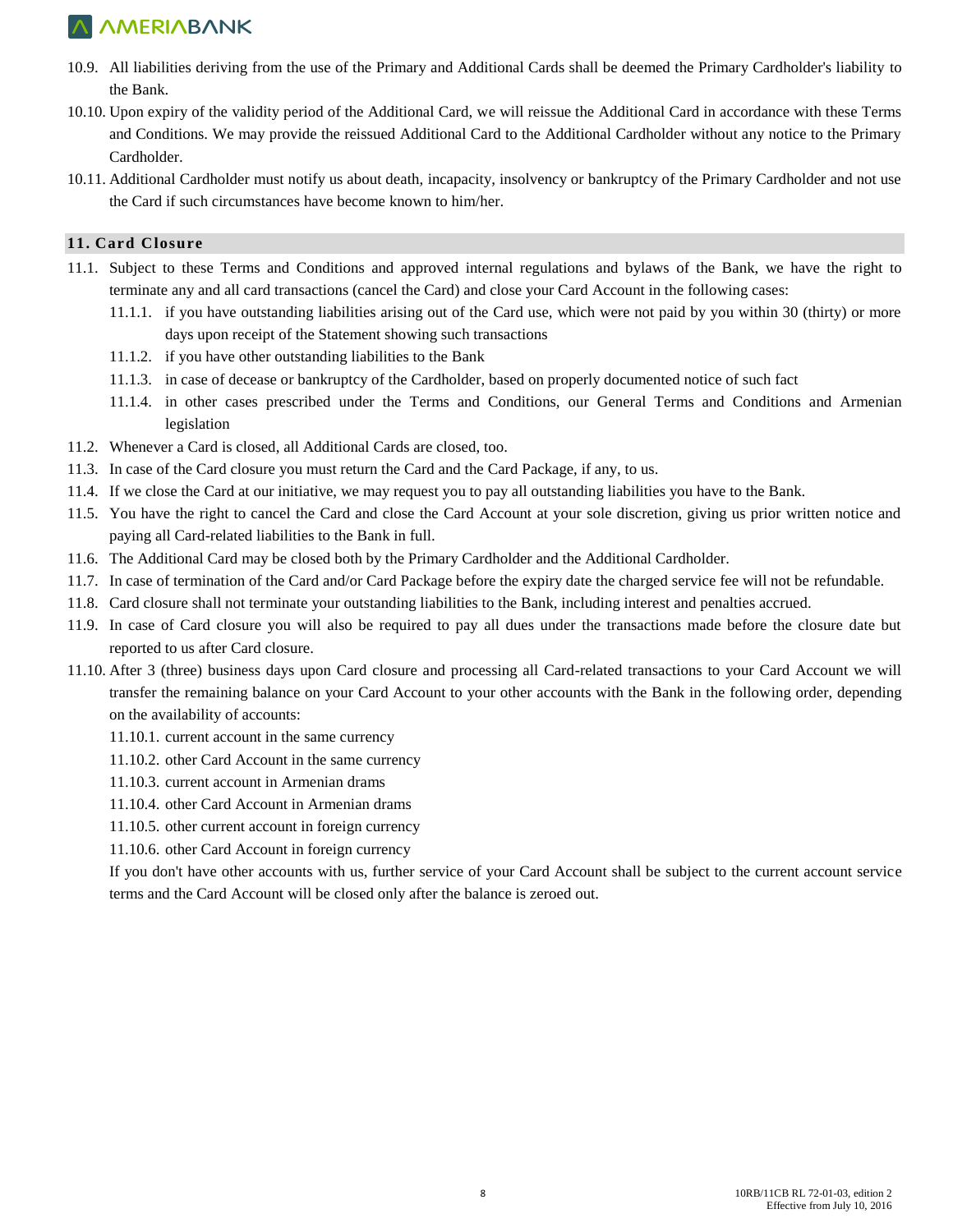10.9. All liabilities deriving from the use of the Primary and Additional Cards shall be deemed the Primary Cardholder's liability to the Bank.

10.10. Upon expiry of the validity period of the Additional Card, we will reissue the Additional Card in accordance with these Terms and Conditions. We may provide the reissued Additional Card to the Additional Cardholder without any notice to the Primary Cardholder.

10.11. Additional Cardholder must notify us about death, incapacity, insolvency or bankruptcy of the Primary Cardholder and not use the Card if such circumstances have become known to him/her.

## 11. Card Closure

11.1. Subject to these Terms and Conditions and approved internal regulations and bylaws of the Bank, we have the right to terminate any and all card transactions (cancel the Card) and close your Card Account in the following cases:

- 11.1.1. if you have outstanding liabilities arising out of the Card use, which were not paid by you within 30 (thirty) or more days upon receipt of the Statement showing such transactions
- 11.1.2. if you have other outstanding liabilities to the Bank
- 11.1.3. in case of decease or bankruptcy of the Cardholder, based on properly documented notice of such fact
- 11.1.4. in other cases prescribed under the Terms and Conditions, our General Terms and Conditions and Armenian legislation

11.2. Whenever a Card is closed, all Additional Cards are closed, too.

11.3. In case of the Card closure you must return the Card and the Card Package, if any, to us.

11.4. If we close the Card at our initiative, we may request you to pay all outstanding liabilities you have to the Bank.

11.5. You have the right to cancel the Card and close the Card Account at your sole discretion, giving us prior written notice and paying all Card-related liabilities to the Bank in full.

11.6. The Additional Card may be closed both by the Primary Cardholder and the Additional Cardholder.

11.7. In case of termination of the Card and/or Card Package before the expiry date the charged service fee will not be refundable.

11.8. Card closure shall not terminate your outstanding liabilities to the Bank, including interest and penalties accrued.

11.9. In case of Card closure you will also be required to pay all dues under the transactions made before the closure date but reported to us after Card closure.

11.10. After 3 (three) business days upon Card closure and processing all Card-related transactions to your Card Account we will transfer the remaining balance on your Card Account to your other accounts with the Bank in the following order, depending on the availability of accounts:

- 11.10.1. current account in the same currency
- 11.10.2. other Card Account in the same currency
- 11.10.3. current account in Armenian drams
- 11.10.4. other Card Account in Armenian drams
- 11.10.5. other current account in foreign currency
- 11.10.6. other Card Account in foreign currency

If you don't have other accounts with us, further service of your Card Account shall be subject to the current account service terms and the Card Account will be closed only after the balance is zeroed out.